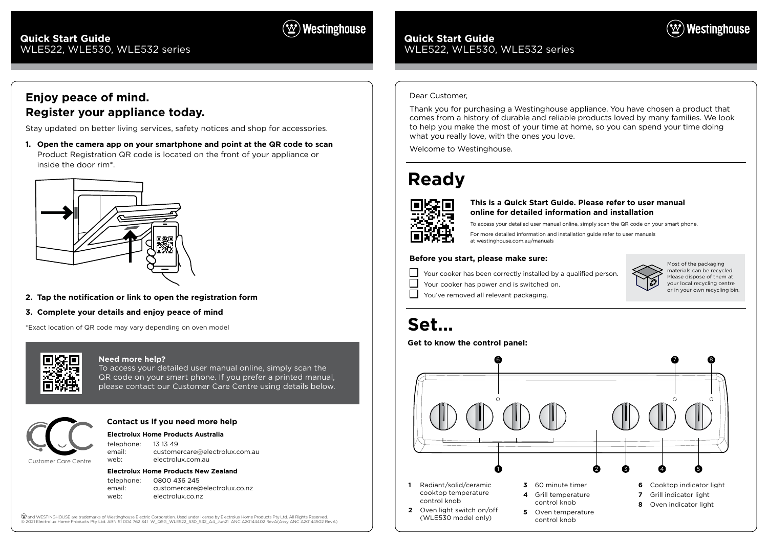# Quick Start Guide
WLE522, WLE530, WLE532 series

## Enjoy peace of mind. Register your appliance today.

Stay updated on better living services, safety notices and shop for accessories.

1. **Open the camera app on your smartphone and point at the QR code to scan**
   Product Registration QR code is located on the front of your appliance or inside the door rim*.

2. **Tap the notification or link to open the registration form**

3. **Complete your details and enjoy peace of mind**

*Exact location of QR code may vary depending on oven model

### Need more help?

To access your detailed user manual online, simply scan the QR code on your smart phone. If you prefer a printed manual, please contact our Customer Care Centre using details below.

Customer Care Centre

### Contact us if you need more help

**Electrolux Home Products Australia**

telephone: 13 13 49
email: customercare@electrolux.com.au
web: electrolux.com.au

**Electrolux Home Products New Zealand**

telephone: 0800 436 245
email: customercare@electrolux.co.nz
web: electrolux.co.nz

Ⓦ and WESTINGHOUSE are trademarks of Westinghouse Electric Corporation. Used under license by Electrolux Home Products Pty Ltd. All Rights Reserved.
© 2021 Electrolux Home Products Pty Ltd. ABN 51 004 762 341 W_QSG_WLE522_530_532_A4_Jun21 ANC A20144402 RevA(Assy ANC A20144502 RevA)

Dear Customer,

Thank you for purchasing a Westinghouse appliance. You have chosen a product that comes from a history of durable and reliable products loved by many families. We look to help you make the most of your time at home, so you can spend your time doing what you really love, with the ones you love.

Welcome to Westinghouse.

# Ready

**This is a Quick Start Guide. Please refer to user manual online for detailed information and installation**

To access your detailed user manual online, simply scan the QR code on your smart phone.

For more detailed information and installation guide refer to user manuals at westinghouse.com.au/manuals

**Before you start, please make sure:**

- [ ] Your cooker has been correctly installed by a qualified person.
- [ ] Your cooker has power and is switched on.
- [ ] You've removed all relevant packaging.

Most of the packaging materials can be recycled. Please dispose of them at your local recycling centre or in your own recycling bin.

# Set...

**Get to know the control panel:**

1. Radiant/solid/ceramic cooktop temperature control knob
2. Oven light switch on/off (WLE530 model only)
3. 60 minute timer
4. Grill temperature control knob
5. Oven temperature control knob
6. Cooktop indicator light
7. Grill indicator light
8. Oven indicator light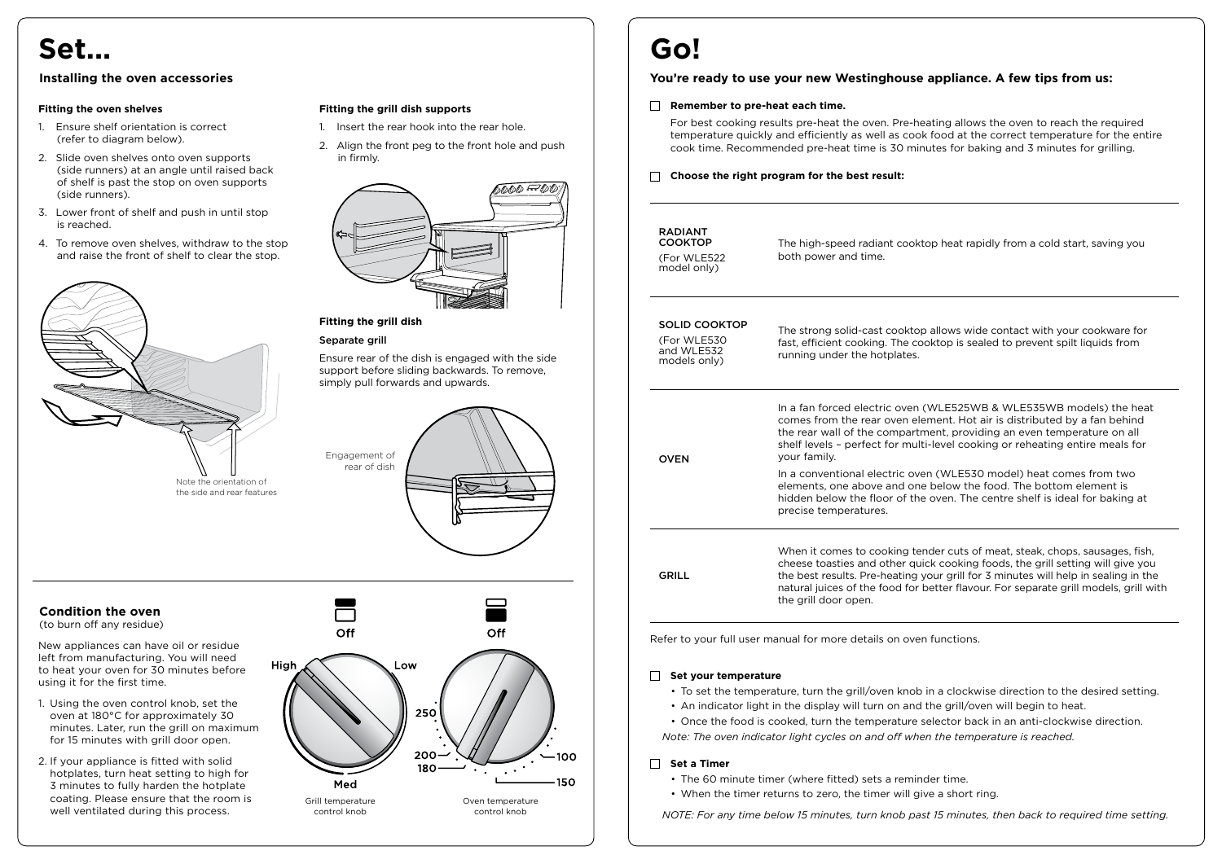# Set...

### Installing the oven accessories

**Fitting the oven shelves**

1. Ensure shelf orientation is correct (refer to diagram below).
2. Slide oven shelves onto oven supports (side runners) at an angle until raised back of shelf is past the stop on oven supports (side runners).
3. Lower front of shelf and push in until stop is reached.
4. To remove oven shelves, withdraw to the stop and raise the front of shelf to clear the stop.

Note the orientation of the side and rear features

**Fitting the grill dish supports**

1. Insert the rear hook into the rear hole.
2. Align the front peg to the front hole and push in firmly.

**Fitting the grill dish**

**Separate grill**

Ensure rear of the dish is engaged with the side support before sliding backwards. To remove, simply pull forwards and upwards.

Engagement of rear of dish

### Condition the oven
(to burn off any residue)

New appliances can have oil or residue left from manufacturing. You will need to heat your oven for 30 minutes before using it for the first time.

1. Using the oven control knob, set the oven at 180°C for approximately 30 minutes. Later, run the grill on maximum for 15 minutes with grill door open.
2. If your appliance is fitted with solid hotplates, turn heat setting to high for 3 minutes to fully harden the hotplate coating. Please ensure that the room is well ventilated during this process.

Off
High
Low
Med
Grill temperature control knob

Off
250
200
180
100
150
Oven temperature control knob

# Go!

### You're ready to use your new Westinghouse appliance. A few tips from us:

☐ **Remember to pre-heat each time.**

For best cooking results pre-heat the oven. Pre-heating allows the oven to reach the required temperature quickly and efficiently as well as cook food at the correct temperature for the entire cook time. Recommended pre-heat time is 30 minutes for baking and 3 minutes for grilling.

☐ **Choose the right program for the best result:**

| | |
|---|---|
| RADIANT COOKTOP (For WLE522 model only) | The high-speed radiant cooktop heat rapidly from a cold start, saving you both power and time. |
| SOLID COOKTOP (For WLE530 and WLE532 models only) | The strong solid-cast cooktop allows wide contact with your cookware for fast, efficient cooking. The cooktop is sealed to prevent spilt liquids from running under the hotplates. |
| OVEN | In a fan forced electric oven (WLE525WB & WLE535WB models) the heat comes from the rear oven element. Hot air is distributed by a fan behind the rear wall of the compartment, providing an even temperature on all shelf levels – perfect for multi-level cooking or reheating entire meals for your family.<br><br>In a conventional electric oven (WLE530 model) heat comes from two elements, one above and one below the food. The bottom element is hidden below the floor of the oven. The centre shelf is ideal for baking at precise temperatures. |
| GRILL | When it comes to cooking tender cuts of meat, steak, chops, sausages, fish, cheese toasties and other quick cooking foods, the grill setting will give you the best results. Pre-heating your grill for 3 minutes will help in sealing in the natural juices of the food for better flavour. For separate grill models, grill with the grill door open. |

Refer to your full user manual for more details on oven functions.

☐ **Set your temperature**

- To set the temperature, turn the grill/oven knob in a clockwise direction to the desired setting.
- An indicator light in the display will turn on and the grill/oven will begin to heat.
- Once the food is cooked, turn the temperature selector back in an anti-clockwise direction.

*Note: The oven indicator light cycles on and off when the temperature is reached.*

☐ **Set a Timer**

- The 60 minute timer (where fitted) sets a reminder time.
- When the timer returns to zero, the timer will give a short ring.

*NOTE: For any time below 15 minutes, turn knob past 15 minutes, then back to required time setting.*